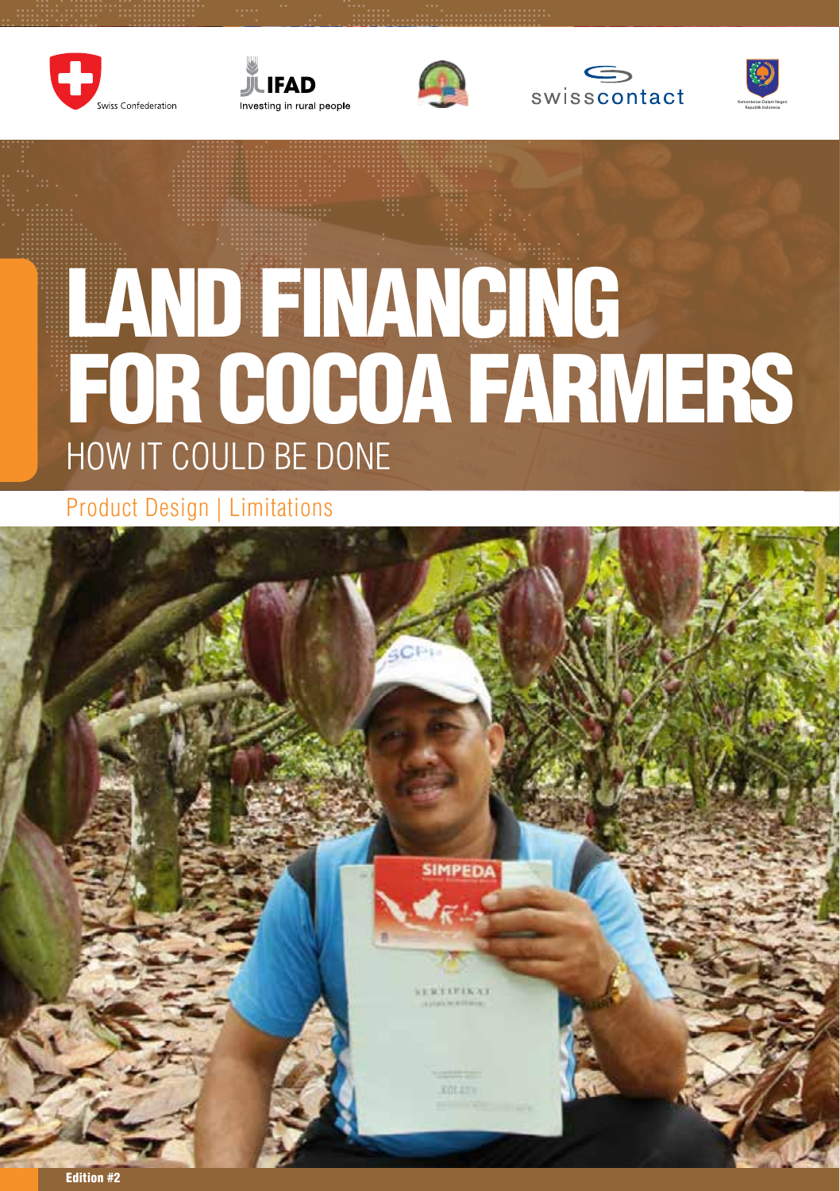Swiss Confederation

IFAD
Investing in rural people

swisscontact

# LAND FINANCING FOR COCOA FARMERS

## HOW IT COULD BE DONE

Product Design | Limitations

**Edition #2**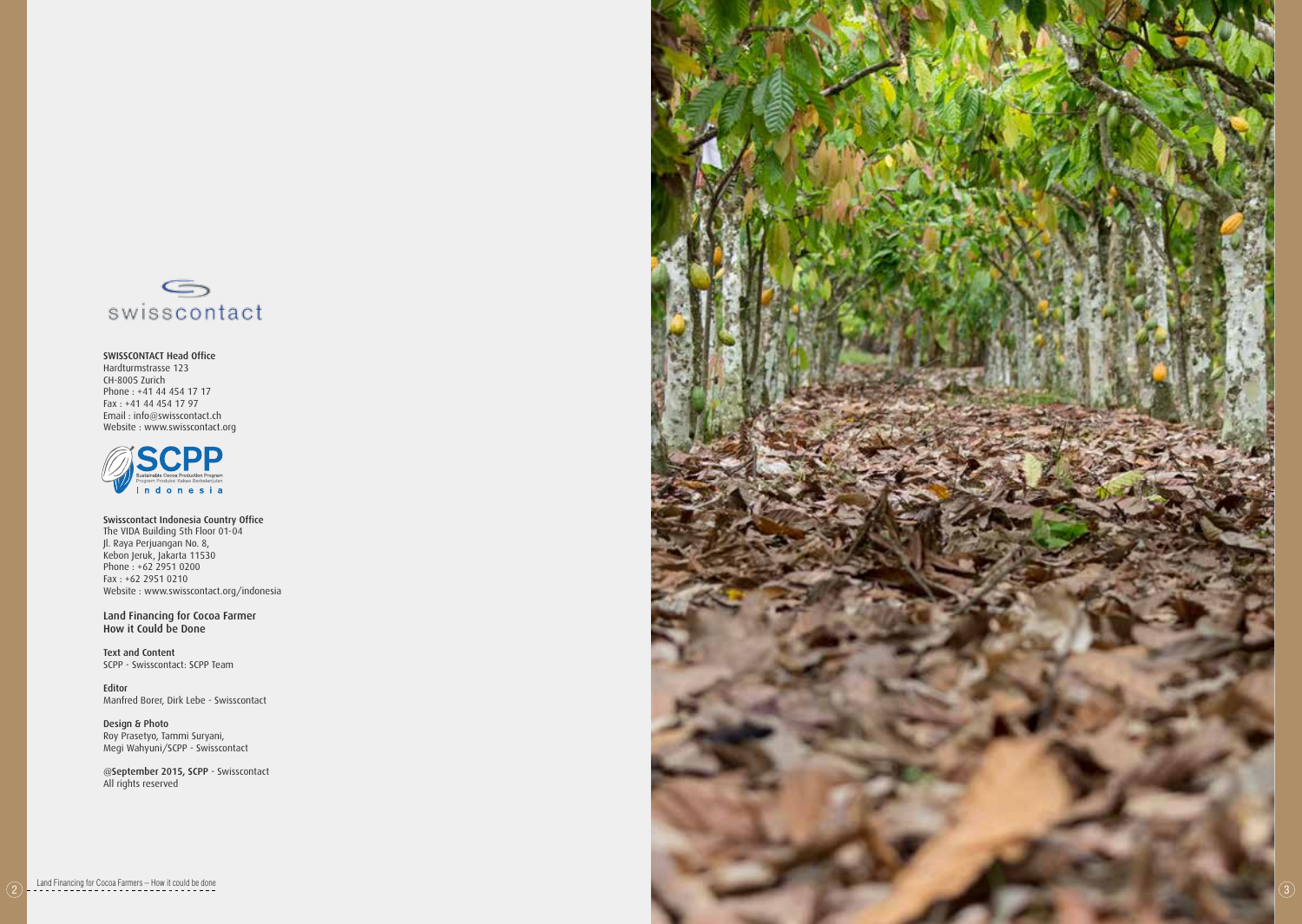swisscontact

**SWISSCONTACT Head Office**
Hardturmstrasse 123
CH-8005 Zurich
Phone : +41 44 454 17 17
Fax : +41 44 454 17 97
Email : info@swisscontact.ch
Website : www.swisscontact.org

SCPP
Sustainable Cocoa Production Program
Program Produksi Kakao Berkelanjutan
Indonesia

**Swisscontact Indonesia Country Office**
The VIDA Building 5th Floor 01-04
Jl. Raya Perjuangan No. 8,
Kebon Jeruk, Jakarta 11530
Phone : +62 2951 0200
Fax : +62 2951 0210
Website : www.swisscontact.org/indonesia

**Land Financing for Cocoa Farmer**
**How it Could be Done**

**Text and Content**
SCPP - Swisscontact: SCPP Team

**Editor**
Manfred Borer, Dirk Lebe - Swisscontact

**Design & Photo**
Roy Prasetyo, Tammi Suryani,
Megi Wahyuni/SCPP - Swisscontact

**@September 2015, SCPP** - Swisscontact
All rights reserved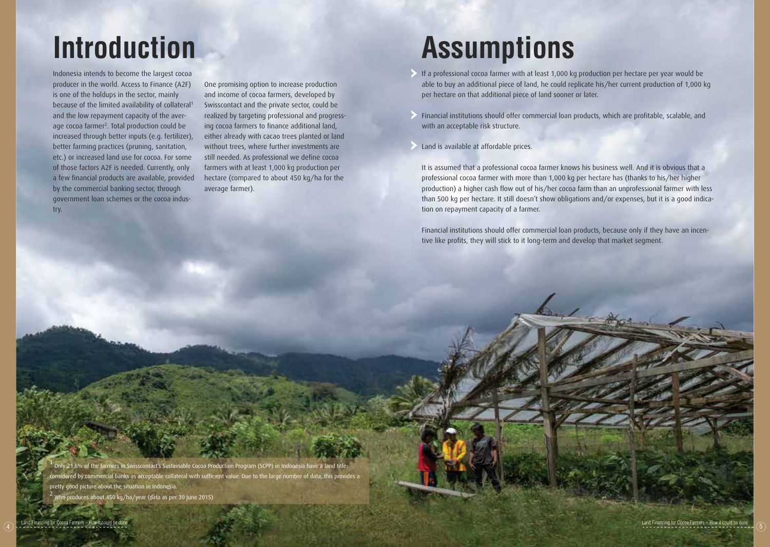# Introduction

Indonesia intends to become the largest cocoa producer in the world. Access to Finance (A2F) is one of the holdups in the sector, mainly because of the limited availability of collateral[1] and the low repayment capacity of the average cocoa farmer[2]. Total production could be increased through better inputs (e.g. fertilizer), better farming practices (pruning, sanitation, etc.) or increased land use for cocoa. For some of those factors A2F is needed. Currently, only a few financial products are available, provided by the commercial banking sector, through government loan schemes or the cocoa industry.

One promising option to increase production and income of cocoa farmers, developed by Swisscontact and the private sector, could be realized by targeting professional and progressing cocoa farmers to finance additional land, either already with cacao trees planted or land without trees, where further investments are still needed. As professional we define cocoa farmers with at least 1,000 kg production per hectare (compared to about 450 kg/ha for the average farmer).

[1] Only 21.6% of the farmers in Swisscontact's Sustainable Cocoa Production Program (SCPP) in Indonesia have a land title; considered by commercial banks as acceptable collateral with sufficient value. Due to the large number of data, this provides a pretty good picture about the situation in Indonesia.

[2] Who produces about 450 kg/ha/year (data as per 30 June 2015)

# Assumptions

- If a professional cocoa farmer with at least 1,000 kg production per hectare per year would be able to buy an additional piece of land, he could replicate his/her current production of 1,000 kg per hectare on that additional piece of land sooner or later.
- Financial institutions should offer commercial loan products, which are profitable, scalable, and with an acceptable risk structure.
- Land is available at affordable prices.

It is assumed that a professional cocoa farmer knows his business well. And it is obvious that a professional cocoa farmer with more than 1,000 kg per hectare has (thanks to his/her higher production) a higher cash flow out of his/her cocoa farm than an unprofessional farmer with less than 500 kg per hectare. It still doesn't show obligations and/or expenses, but it is a good indication on repayment capacity of a farmer.

Financial institutions should offer commercial loan products, because only if they have an incentive like profits, they will stick to it long-term and develop that market segment.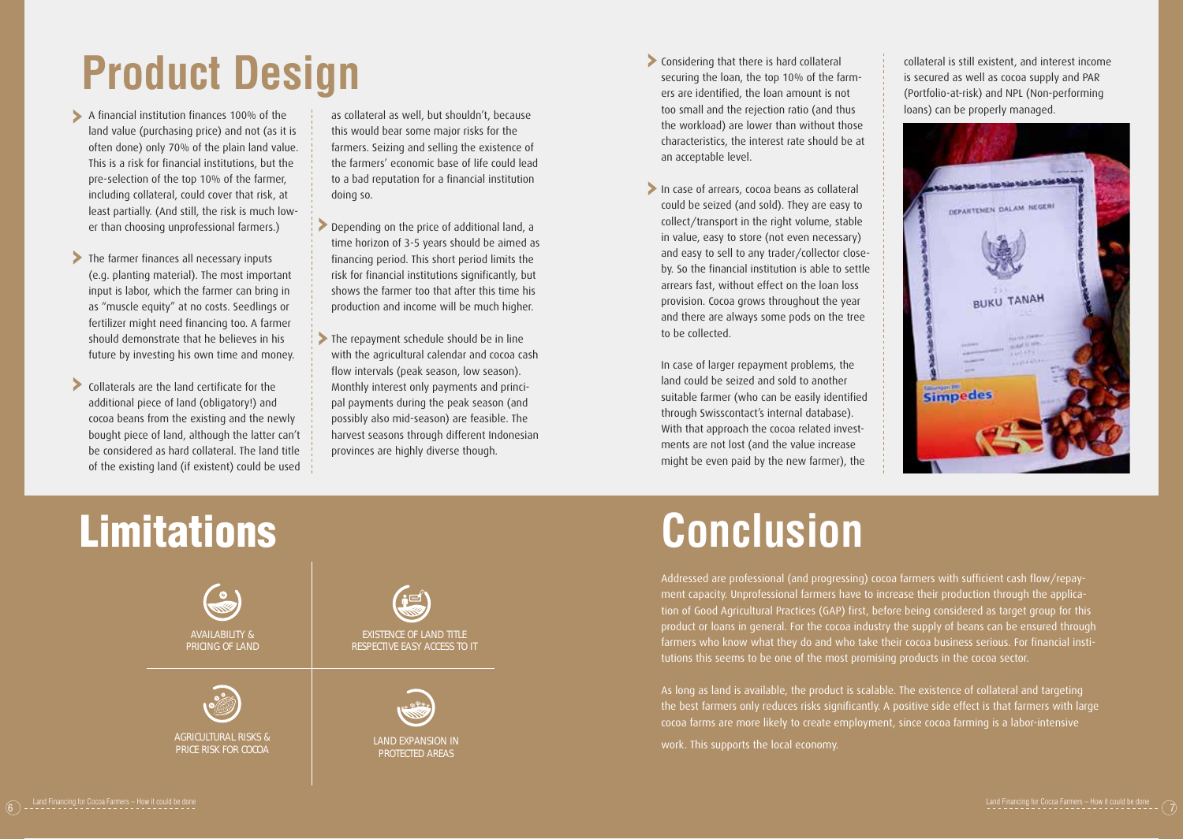# Product Design

- A financial institution finances 100% of the land value (purchasing price) and not (as it is often done) only 70% of the plain land value. This is a risk for financial institutions, but the pre-selection of the top 10% of the farmer, including collateral, could cover that risk, at least partially. (And still, the risk is much lower than choosing unprofessional farmers.)

- The farmer finances all necessary inputs (e.g. planting material). The most important input is labor, which the farmer can bring in as "muscle equity" at no costs. Seedlings or fertilizer might need financing too. A farmer should demonstrate that he believes in his future by investing his own time and money.

- Collaterals are the land certificate for the additional piece of land (obligatory!) and cocoa beans from the existing and the newly bought piece of land, although the latter can't be considered as hard collateral. The land title of the existing land (if existent) could be used as collateral as well, but shouldn't, because this would bear some major risks for the farmers. Seizing and selling the existence of the farmers' economic base of life could lead to a bad reputation for a financial institution doing so.

- Depending on the price of additional land, a time horizon of 3-5 years should be aimed as financing period. This short period limits the risk for financial institutions significantly, but shows the farmer too that after this time his production and income will be much higher.

- The repayment schedule should be in line with the agricultural calendar and cocoa cash flow intervals (peak season, low season). Monthly interest only payments and principal payments during the peak season (and possibly also mid-season) are feasible. The harvest seasons through different Indonesian provinces are highly diverse though.

- Considering that there is hard collateral securing the loan, the top 10% of the farmers are identified, the loan amount is not too small and the rejection ratio (and thus the workload) are lower than without those characteristics, the interest rate should be at an acceptable level.

- In case of arrears, cocoa beans as collateral could be seized (and sold). They are easy to collect/transport in the right volume, stable in value, easy to store (not even necessary) and easy to sell to any trader/collector close-by. So the financial institution is able to settle arrears fast, without effect on the loan loss provision. Cocoa grows throughout the year and there are always some pods on the tree to be collected.

  In case of larger repayment problems, the land could be seized and sold to another suitable farmer (who can be easily identified through Swisscontact's internal database). With that approach the cocoa related investments are not lost (and the value increase might be even paid by the new farmer), the collateral is still existent, and interest income is secured as well as cocoa supply and PAR (Portfolio-at-risk) and NPL (Non-performing loans) can be properly managed.

# Limitations

- AVAILABILITY & PRICING OF LAND
- EXISTENCE OF LAND TITLE RESPECTIVE EASY ACCESS TO IT
- AGRICULTURAL RISKS & PRICE RISK FOR COCOA
- LAND EXPANSION IN PROTECTED AREAS

# Conclusion

Addressed are professional (and progressing) cocoa farmers with sufficient cash flow/repayment capacity. Unprofessional farmers have to increase their production through the application of Good Agricultural Practices (GAP) first, before being considered as target group for this product or loans in general. For the cocoa industry the supply of beans can be ensured through farmers who know what they do and who take their cocoa business serious. For financial institutions this seems to be one of the most promising products in the cocoa sector.

As long as land is available, the product is scalable. The existence of collateral and targeting the best farmers only reduces risks significantly. A positive side effect is that farmers with large cocoa farms are more likely to create employment, since cocoa farming is a labor-intensive work. This supports the local economy.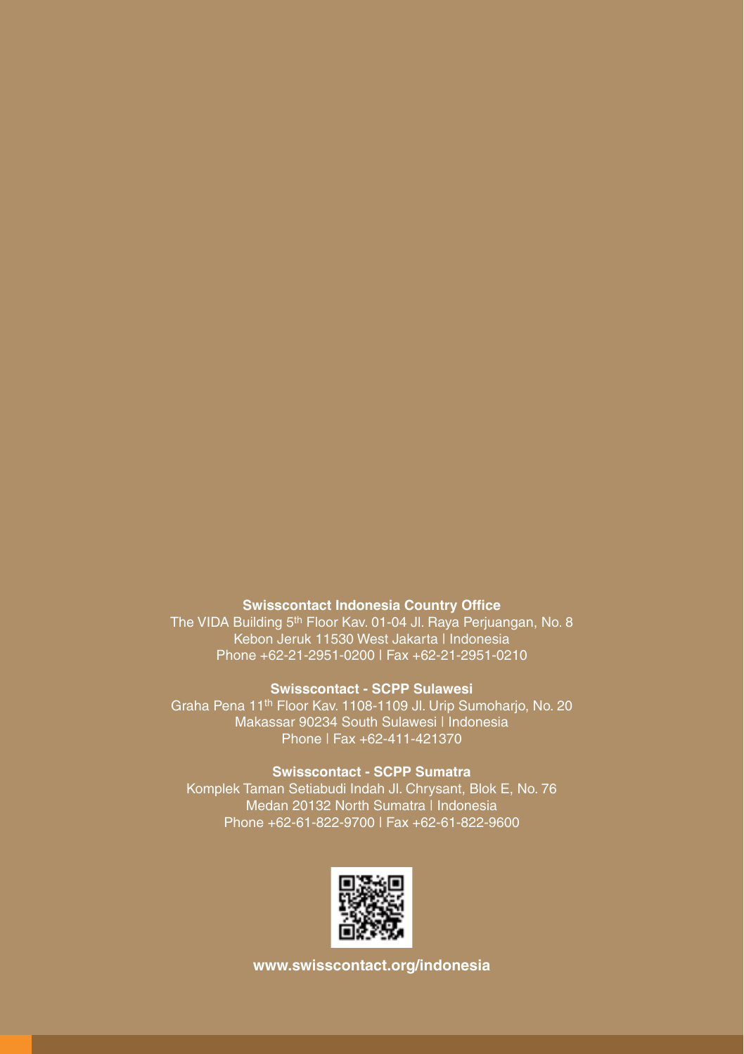**Swisscontact Indonesia Country Office**
The VIDA Building 5th Floor Kav. 01-04 Jl. Raya Perjuangan, No. 8
Kebon Jeruk 11530 West Jakarta | Indonesia
Phone +62-21-2951-0200 | Fax +62-21-2951-0210

**Swisscontact - SCPP Sulawesi**
Graha Pena 11th Floor Kav. 1108-1109 Jl. Urip Sumoharjo, No. 20
Makassar 90234 South Sulawesi | Indonesia
Phone | Fax +62-411-421370

**Swisscontact - SCPP Sumatra**
Komplek Taman Setiabudi Indah Jl. Chrysant, Blok E, No. 76
Medan 20132 North Sumatra | Indonesia
Phone +62-61-822-9700 | Fax +62-61-822-9600

**www.swisscontact.org/indonesia**